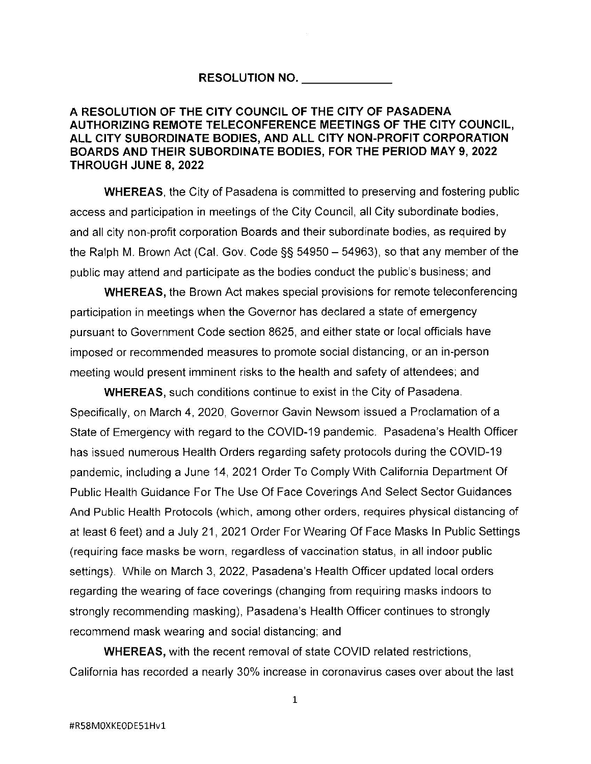**RESOLUTION NO. _____________**

**A RESOLUTION OF THE CITY COUNCIL OF THE CITY OF PASADENA AUTHORIZING REMOTE TELECONFERENCE MEETINGS OF THE CITY COUNCIL, ALL CITY SUBORDINATE BODIES, AND ALL CITY NON-PROFIT CORPORATION BOARDS AND THEIR SUBORDINATE BODIES, FOR THE PERIOD MAY 9, 2022 THROUGH JUNE 8, 2022**

**WHEREAS**, the City of Pasadena is committed to preserving and fostering public access and participation in meetings of the City Council, all City subordinate bodies, and all city non-profit corporation Boards and their subordinate bodies, as required by the Ralph M. Brown Act (Cal. Gov. Code §§ 54950 – 54963), so that any member of the public may attend and participate as the bodies conduct the public's business; and

**WHEREAS,** the Brown Act makes special provisions for remote teleconferencing participation in meetings when the Governor has declared a state of emergency pursuant to Government Code section 8625, and either state or local officials have imposed or recommended measures to promote social distancing, or an in-person meeting would present imminent risks to the health and safety of attendees; and

**WHEREAS,** such conditions continue to exist in the City of Pasadena. Specifically, on March 4, 2020, Governor Gavin Newsom issued a Proclamation of a State of Emergency with regard to the COVID-19 pandemic. Pasadena's Health Officer has issued numerous Health Orders regarding safety protocols during the COVID-19 pandemic, including a June 14, 2021 Order To Comply With California Department Of Public Health Guidance For The Use Of Face Coverings And Select Sector Guidances And Public Health Protocols (which, among other orders, requires physical distancing of at least 6 feet) and a July 21, 2021 Order For Wearing Of Face Masks In Public Settings (requiring face masks be worn, regardless of vaccination status, in all indoor public settings). While on March 3, 2022, Pasadena's Health Officer updated local orders regarding the wearing of face coverings (changing from requiring masks indoors to strongly recommending masking), Pasadena's Health Officer continues to strongly recommend mask wearing and social distancing; and

**WHEREAS,** with the recent removal of state COVID related restrictions, California has recorded a nearly 30% increase in coronavirus cases over about the last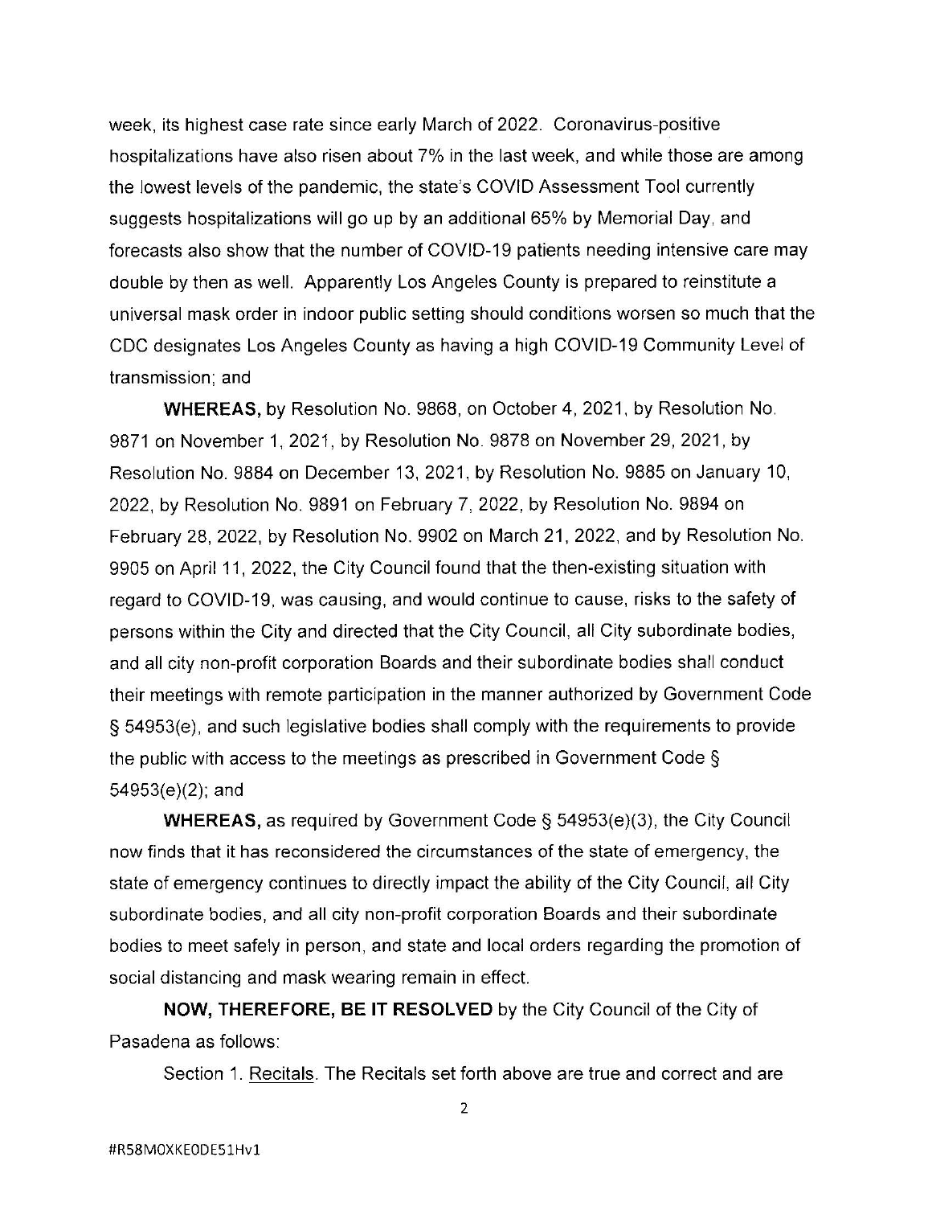week, its highest case rate since early March of 2022. Coronavirus-positive hospitalizations have also risen about 7% in the last week, and while those are among the lowest levels of the pandemic, the state's COVID Assessment Tool currently suggests hospitalizations will go up by an additional 65% by Memorial Day, and forecasts also show that the number of COVID-19 patients needing intensive care may double by then as well. Apparently Los Angeles County is prepared to reinstitute a universal mask order in indoor public setting should conditions worsen so much that the CDC designates Los Angeles County as having a high COVID-19 Community Level of transmission; and

**WHEREAS,** by Resolution No. 9868, on October 4, 2021, by Resolution No. 9871 on November 1, 2021, by Resolution No. 9878 on November 29, 2021, by Resolution No. 9884 on December 13, 2021, by Resolution No. 9885 on January 10, 2022, by Resolution No. 9891 on February 7, 2022, by Resolution No. 9894 on February 28, 2022, by Resolution No. 9902 on March 21, 2022, and by Resolution No. 9905 on April 11, 2022, the City Council found that the then-existing situation with regard to COVID-19, was causing, and would continue to cause, risks to the safety of persons within the City and directed that the City Council, all City subordinate bodies, and all city non-profit corporation Boards and their subordinate bodies shall conduct their meetings with remote participation in the manner authorized by Government Code § 54953(e), and such legislative bodies shall comply with the requirements to provide the public with access to the meetings as prescribed in Government Code § 54953(e)(2); and

**WHEREAS,** as required by Government Code § 54953(e)(3), the City Council now finds that it has reconsidered the circumstances of the state of emergency, the state of emergency continues to directly impact the ability of the City Council, all City subordinate bodies, and all city non-profit corporation Boards and their subordinate bodies to meet safely in person, and state and local orders regarding the promotion of social distancing and mask wearing remain in effect.

**NOW, THEREFORE, BE IT RESOLVED** by the City Council of the City of Pasadena as follows:

Section 1. Recitals. The Recitals set forth above are true and correct and are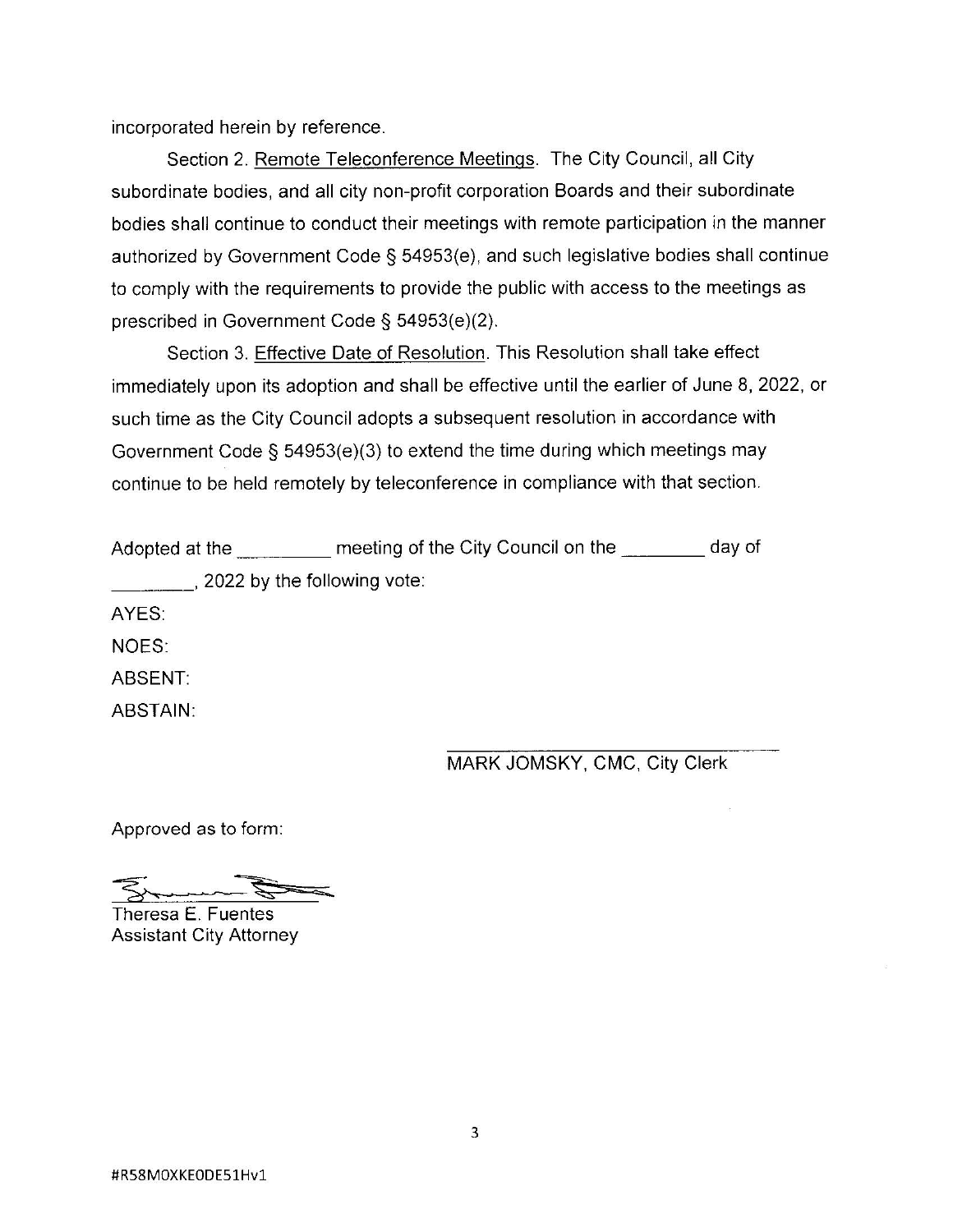incorporated herein by reference.

Section 2. Remote Teleconference Meetings. The City Council, all City subordinate bodies, and all city non-profit corporation Boards and their subordinate bodies shall continue to conduct their meetings with remote participation in the manner authorized by Government Code § 54953(e), and such legislative bodies shall continue to comply with the requirements to provide the public with access to the meetings as prescribed in Government Code § 54953(e)(2).

Section 3. Effective Date of Resolution. This Resolution shall take effect immediately upon its adoption and shall be effective until the earlier of June 8, 2022, or such time as the City Council adopts a subsequent resolution in accordance with Government Code § 54953(e)(3) to extend the time during which meetings may continue to be held remotely by teleconference in compliance with that section.

Adopted at the _________ meeting of the City Council on the ________ day of ________, 2022 by the following vote:

AYES:

NOES:

ABSENT:

ABSTAIN:

______________________________
MARK JOMSKY, CMC, City Clerk

Approved as to form:

Theresa E. Fuentes
Assistant City Attorney

#R58M0XKE0DE51Hv1